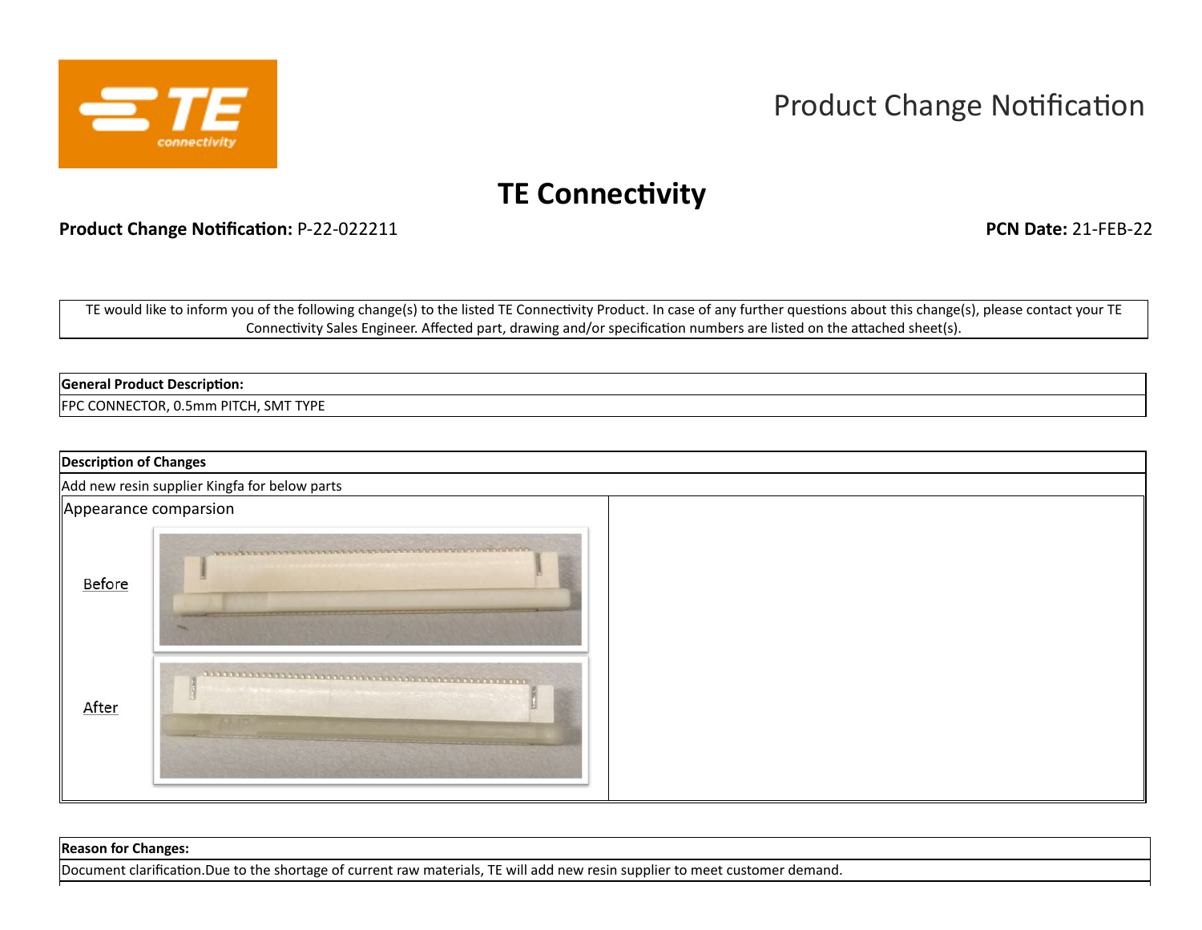Product Change Notification

# TE Connectivity

**Product Change Notification:** P-22-022211 **PCN Date:** 21-FEB-22

TE would like to inform you of the following change(s) to the listed TE Connectivity Product. In case of any further questions about this change(s), please contact your TE Connectivity Sales Engineer. Affected part, drawing and/or specification numbers are listed on the attached sheet(s).

| **General Product Description:** |
| --- |
| FPC CONNECTOR, 0.5mm PITCH, SMT TYPE |

| **Description of Changes** |
| --- |
| Add new resin supplier Kingfa for below parts |
| Appearance comparsion |
| Before |
| After |

| **Reason for Changes:** |
| --- |
| Document clarification.Due to the shortage of current raw materials, TE will add new resin supplier to meet customer demand. |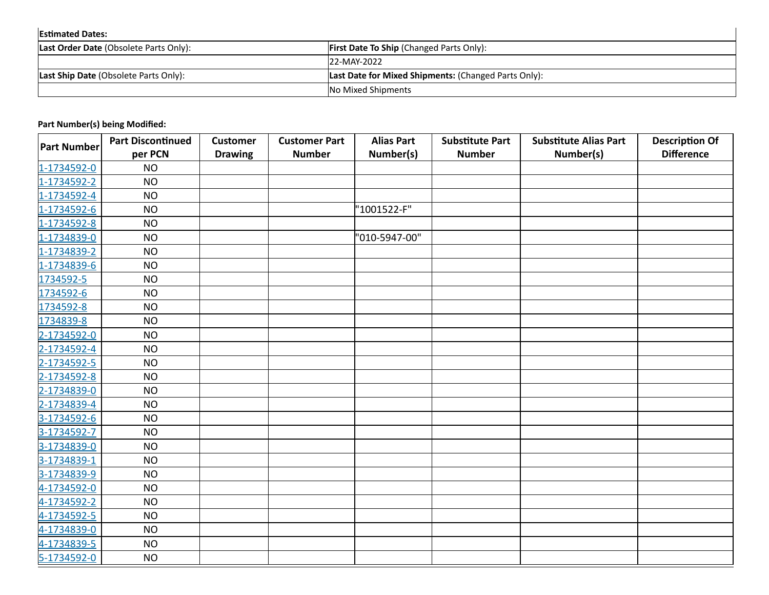**Estimated Dates:**

| **Last Order Date** (Obsolete Parts Only): | **First Date To Ship** (Changed Parts Only): |
| --- | --- |
| | 22-MAY-2022 |
| **Last Ship Date** (Obsolete Parts Only): | **Last Date for Mixed Shipments:** (Changed Parts Only): |
| | No Mixed Shipments |

**Part Number(s) being Modified:**

| Part Number | Part Discontinued per PCN | Customer Drawing | Customer Part Number | Alias Part Number(s) | Substitute Part Number | Substitute Alias Part Number(s) | Description Of Difference |
| --- | --- | --- | --- | --- | --- | --- | --- |
| 1-1734592-0 | NO | | | | | | |
| 1-1734592-2 | NO | | | | | | |
| 1-1734592-4 | NO | | | | | | |
| 1-1734592-6 | NO | | | "1001522-F" | | | |
| 1-1734592-8 | NO | | | | | | |
| 1-1734839-0 | NO | | | "010-5947-00" | | | |
| 1-1734839-2 | NO | | | | | | |
| 1-1734839-6 | NO | | | | | | |
| 1734592-5 | NO | | | | | | |
| 1734592-6 | NO | | | | | | |
| 1734592-8 | NO | | | | | | |
| 1734839-8 | NO | | | | | | |
| 2-1734592-0 | NO | | | | | | |
| 2-1734592-4 | NO | | | | | | |
| 2-1734592-5 | NO | | | | | | |
| 2-1734592-8 | NO | | | | | | |
| 2-1734839-0 | NO | | | | | | |
| 2-1734839-4 | NO | | | | | | |
| 3-1734592-6 | NO | | | | | | |
| 3-1734592-7 | NO | | | | | | |
| 3-1734839-0 | NO | | | | | | |
| 3-1734839-1 | NO | | | | | | |
| 3-1734839-9 | NO | | | | | | |
| 4-1734592-0 | NO | | | | | | |
| 4-1734592-2 | NO | | | | | | |
| 4-1734592-5 | NO | | | | | | |
| 4-1734839-0 | NO | | | | | | |
| 4-1734839-5 | NO | | | | | | |
| 5-1734592-0 | NO | | | | | | |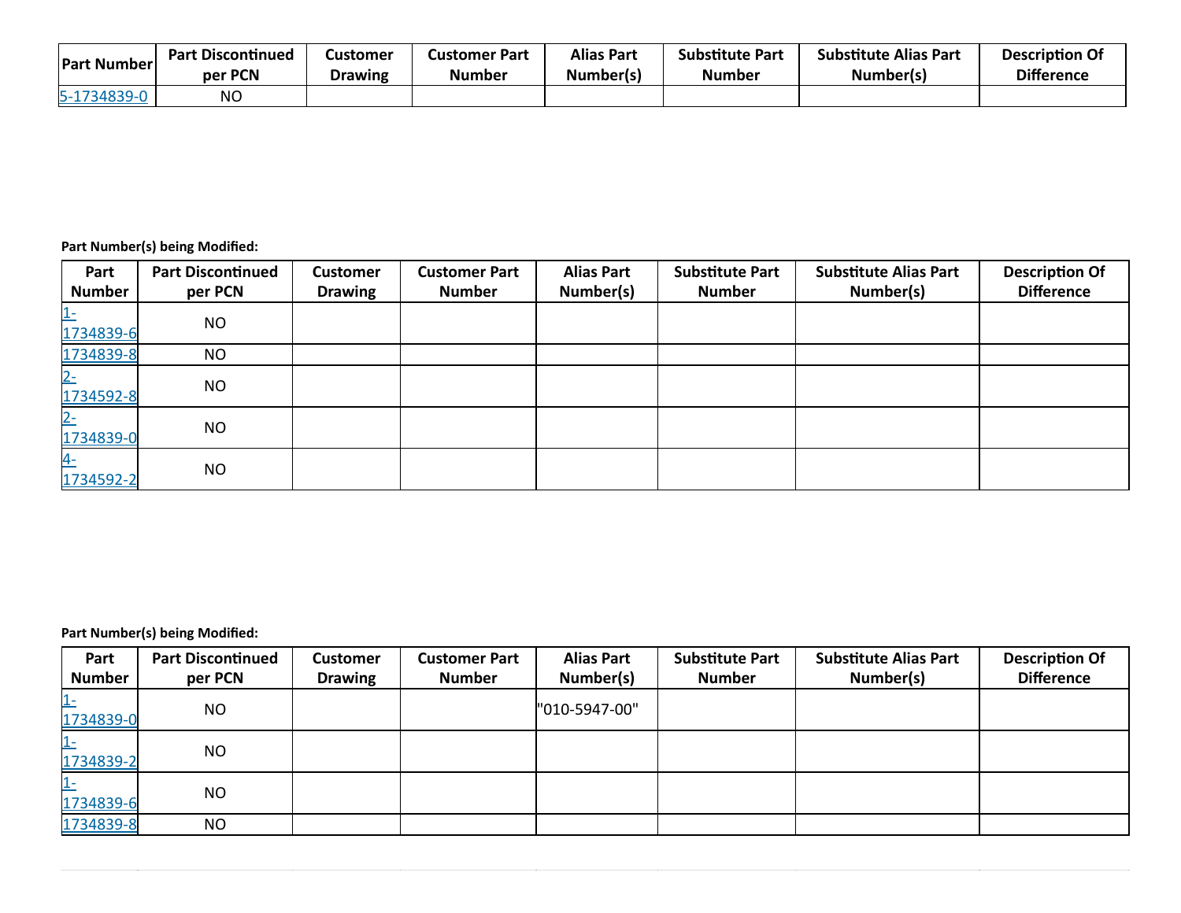| Part Number | Part Discontinued per PCN | Customer Drawing | Customer Part Number | Alias Part Number(s) | Substitute Part Number | Substitute Alias Part Number(s) | Description Of Difference |
|---|---|---|---|---|---|---|---|
| 5-1734839-0 | NO | | | | | | |

**Part Number(s) being Modified:**

| Part Number | Part Discontinued per PCN | Customer Drawing | Customer Part Number | Alias Part Number(s) | Substitute Part Number | Substitute Alias Part Number(s) | Description Of Difference |
|---|---|---|---|---|---|---|---|
| 1-1734839-6 | NO | | | | | | |
| 1734839-8 | NO | | | | | | |
| 2-1734592-8 | NO | | | | | | |
| 2-1734839-0 | NO | | | | | | |
| 4-1734592-2 | NO | | | | | | |

**Part Number(s) being Modified:**

| Part Number | Part Discontinued per PCN | Customer Drawing | Customer Part Number | Alias Part Number(s) | Substitute Part Number | Substitute Alias Part Number(s) | Description Of Difference |
|---|---|---|---|---|---|---|---|
| 1-1734839-0 | NO | | | "010-5947-00" | | | |
| 1-1734839-2 | NO | | | | | | |
| 1-1734839-6 | NO | | | | | | |
| 1734839-8 | NO | | | | | | |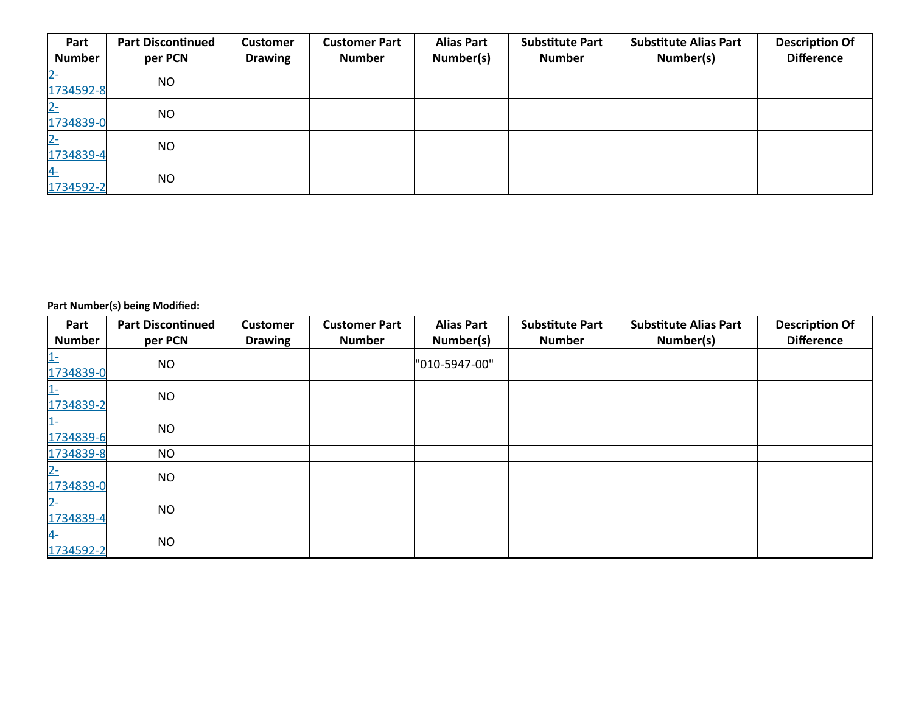| Part Number | Part Discontinued per PCN | Customer Drawing | Customer Part Number | Alias Part Number(s) | Substitute Part Number | Substitute Alias Part Number(s) | Description Of Difference |
|---|---|---|---|---|---|---|---|
| 2-1734592-8 | NO | | | | | | |
| 2-1734839-0 | NO | | | | | | |
| 2-1734839-4 | NO | | | | | | |
| 4-1734592-2 | NO | | | | | | |

**Part Number(s) being Modified:**

| Part Number | Part Discontinued per PCN | Customer Drawing | Customer Part Number | Alias Part Number(s) | Substitute Part Number | Substitute Alias Part Number(s) | Description Of Difference |
|---|---|---|---|---|---|---|---|
| 1-1734839-0 | NO | | | "010-5947-00" | | | |
| 1-1734839-2 | NO | | | | | | |
| 1-1734839-6 | NO | | | | | | |
| 1734839-8 | NO | | | | | | |
| 2-1734839-0 | NO | | | | | | |
| 2-1734839-4 | NO | | | | | | |
| 4-1734592-2 | NO | | | | | | |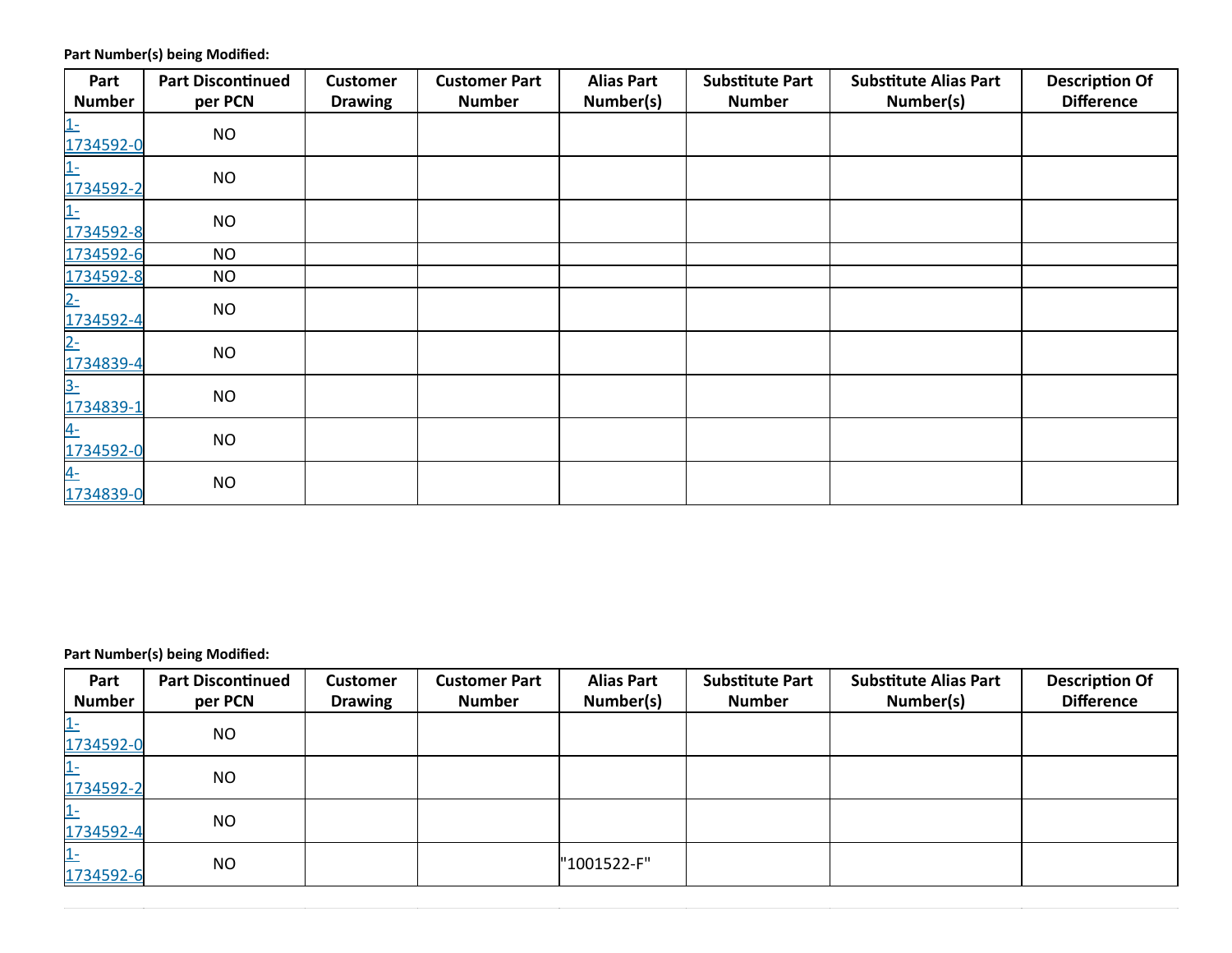**Part Number(s) being Modified:**

| Part Number | Part Discontinued per PCN | Customer Drawing | Customer Part Number | Alias Part Number(s) | Substitute Part Number | Substitute Alias Part Number(s) | Description Of Difference |
|---|---|---|---|---|---|---|---|
| 1-1734592-0 | NO | | | | | | |
| 1-1734592-2 | NO | | | | | | |
| 1-1734592-8 | NO | | | | | | |
| 1734592-6 | NO | | | | | | |
| 1734592-8 | NO | | | | | | |
| 2-1734592-4 | NO | | | | | | |
| 2-1734839-4 | NO | | | | | | |
| 3-1734839-1 | NO | | | | | | |
| 4-1734592-0 | NO | | | | | | |
| 4-1734839-0 | NO | | | | | | |

**Part Number(s) being Modified:**

| Part Number | Part Discontinued per PCN | Customer Drawing | Customer Part Number | Alias Part Number(s) | Substitute Part Number | Substitute Alias Part Number(s) | Description Of Difference |
|---|---|---|---|---|---|---|---|
| 1-1734592-0 | NO | | | | | | |
| 1-1734592-2 | NO | | | | | | |
| 1-1734592-4 | NO | | | | | | |
| 1-1734592-6 | NO | | | "1001522-F" | | | |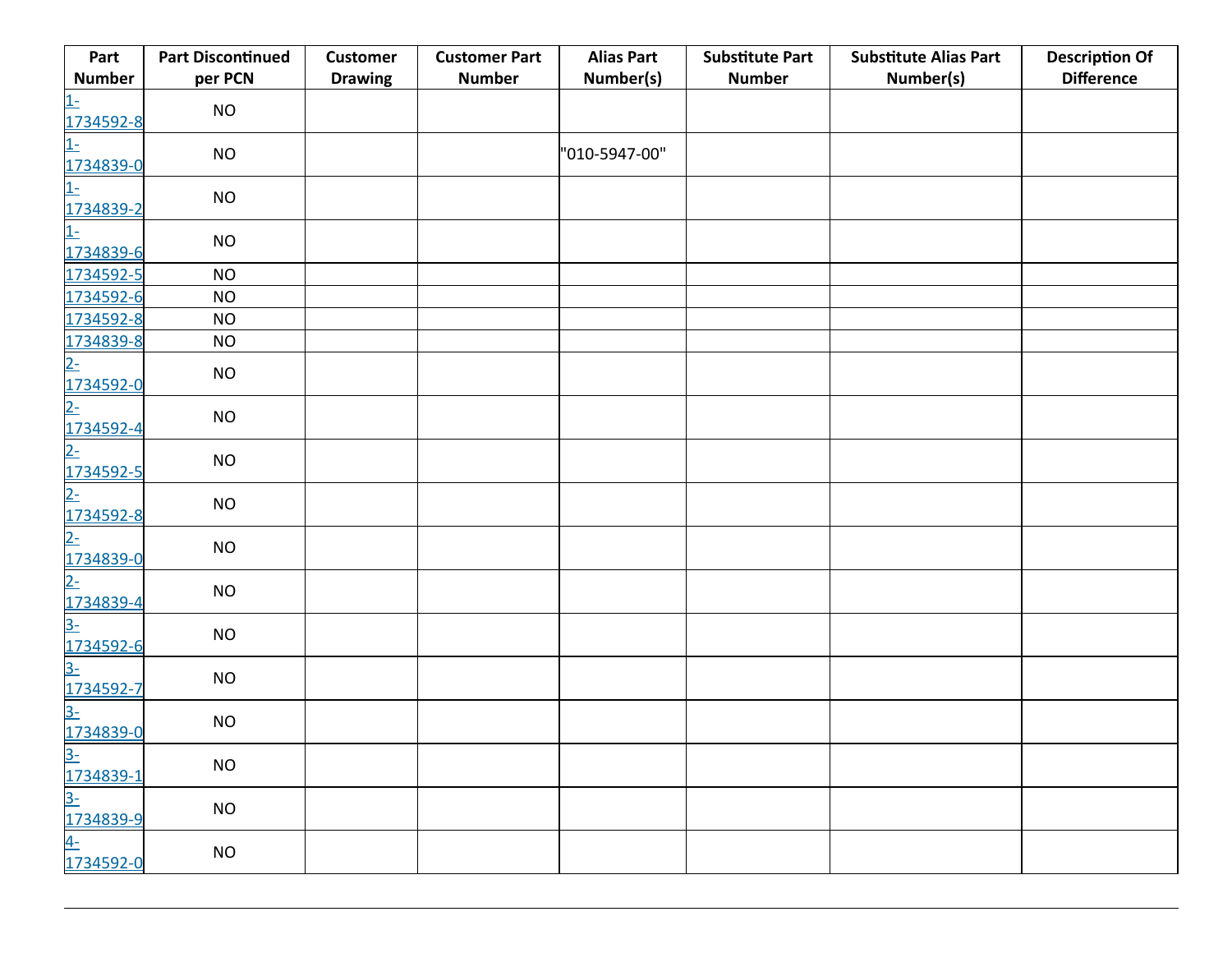| Part Number | Part Discontinued per PCN | Customer Drawing | Customer Part Number | Alias Part Number(s) | Substitute Part Number | Substitute Alias Part Number(s) | Description Of Difference |
|---|---|---|---|---|---|---|---|
| 1-1734592-8 | NO | | | | | | |
| 1-1734839-0 | NO | | | "010-5947-00" | | | |
| 1-1734839-2 | NO | | | | | | |
| 1-1734839-6 | NO | | | | | | |
| 1734592-5 | NO | | | | | | |
| 1734592-6 | NO | | | | | | |
| 1734592-8 | NO | | | | | | |
| 1734839-8 | NO | | | | | | |
| 2-1734592-0 | NO | | | | | | |
| 2-1734592-4 | NO | | | | | | |
| 2-1734592-5 | NO | | | | | | |
| 2-1734592-8 | NO | | | | | | |
| 2-1734839-0 | NO | | | | | | |
| 2-1734839-4 | NO | | | | | | |
| 3-1734592-6 | NO | | | | | | |
| 3-1734592-7 | NO | | | | | | |
| 3-1734839-0 | NO | | | | | | |
| 3-1734839-1 | NO | | | | | | |
| 3-1734839-9 | NO | | | | | | |
| 4-1734592-0 | NO | | | | | | |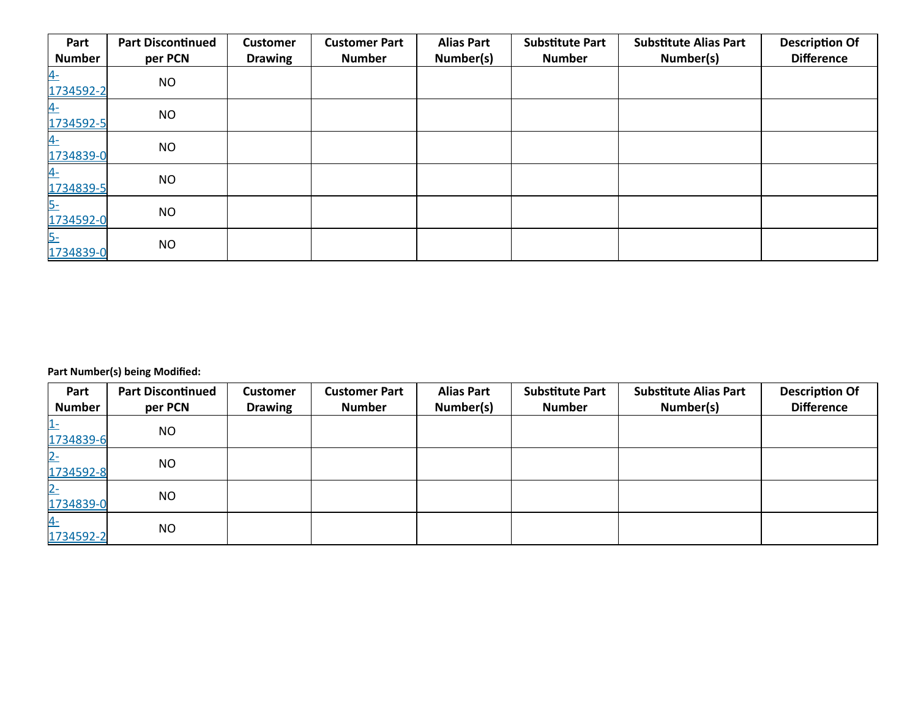| Part Number | Part Discontinued per PCN | Customer Drawing | Customer Part Number | Alias Part Number(s) | Substitute Part Number | Substitute Alias Part Number(s) | Description Of Difference |
|---|---|---|---|---|---|---|---|
| 4-1734592-2 | NO | | | | | | |
| 4-1734592-5 | NO | | | | | | |
| 4-1734839-0 | NO | | | | | | |
| 4-1734839-5 | NO | | | | | | |
| 5-1734592-0 | NO | | | | | | |
| 5-1734839-0 | NO | | | | | | |

**Part Number(s) being Modified:**

| Part Number | Part Discontinued per PCN | Customer Drawing | Customer Part Number | Alias Part Number(s) | Substitute Part Number | Substitute Alias Part Number(s) | Description Of Difference |
|---|---|---|---|---|---|---|---|
| 1-1734839-6 | NO | | | | | | |
| 2-1734592-8 | NO | | | | | | |
| 2-1734839-0 | NO | | | | | | |
| 4-1734592-2 | NO | | | | | | |